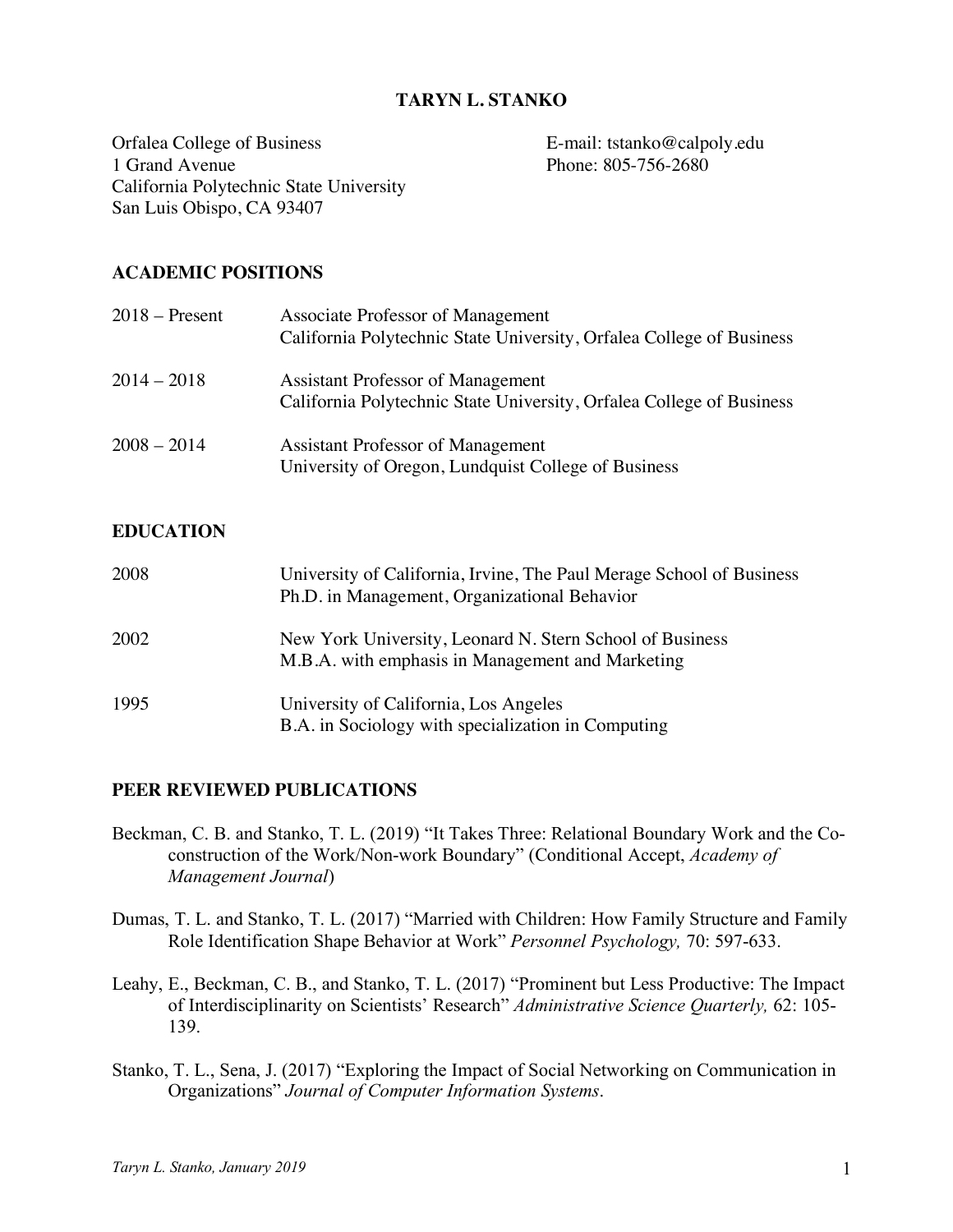# TARYN L. STANKO

Orfalea College of Business
1 Grand Avenue
California Polytechnic State University
San Luis Obispo, CA 93407

E-mail: tstanko@calpoly.edu
Phone: 805-756-2680

## ACADEMIC POSITIONS

| | |
|---|---|
| 2018 – Present | Associate Professor of Management<br>California Polytechnic State University, Orfalea College of Business |
| 2014 – 2018 | Assistant Professor of Management<br>California Polytechnic State University, Orfalea College of Business |
| 2008 – 2014 | Assistant Professor of Management<br>University of Oregon, Lundquist College of Business |

## EDUCATION

| | |
|---|---|
| 2008 | University of California, Irvine, The Paul Merage School of Business<br>Ph.D. in Management, Organizational Behavior |
| 2002 | New York University, Leonard N. Stern School of Business<br>M.B.A. with emphasis in Management and Marketing |
| 1995 | University of California, Los Angeles<br>B.A. in Sociology with specialization in Computing |

## PEER REVIEWED PUBLICATIONS

Beckman, C. B. and Stanko, T. L. (2019) "It Takes Three: Relational Boundary Work and the Co-construction of the Work/Non-work Boundary" (Conditional Accept, *Academy of Management Journal*)

Dumas, T. L. and Stanko, T. L. (2017) "Married with Children: How Family Structure and Family Role Identification Shape Behavior at Work" *Personnel Psychology,* 70: 597-633.

Leahy, E., Beckman, C. B., and Stanko, T. L. (2017) "Prominent but Less Productive: The Impact of Interdisciplinarity on Scientists' Research" *Administrative Science Quarterly,* 62: 105-139.

Stanko, T. L., Sena, J. (2017) "Exploring the Impact of Social Networking on Communication in Organizations" *Journal of Computer Information Systems*.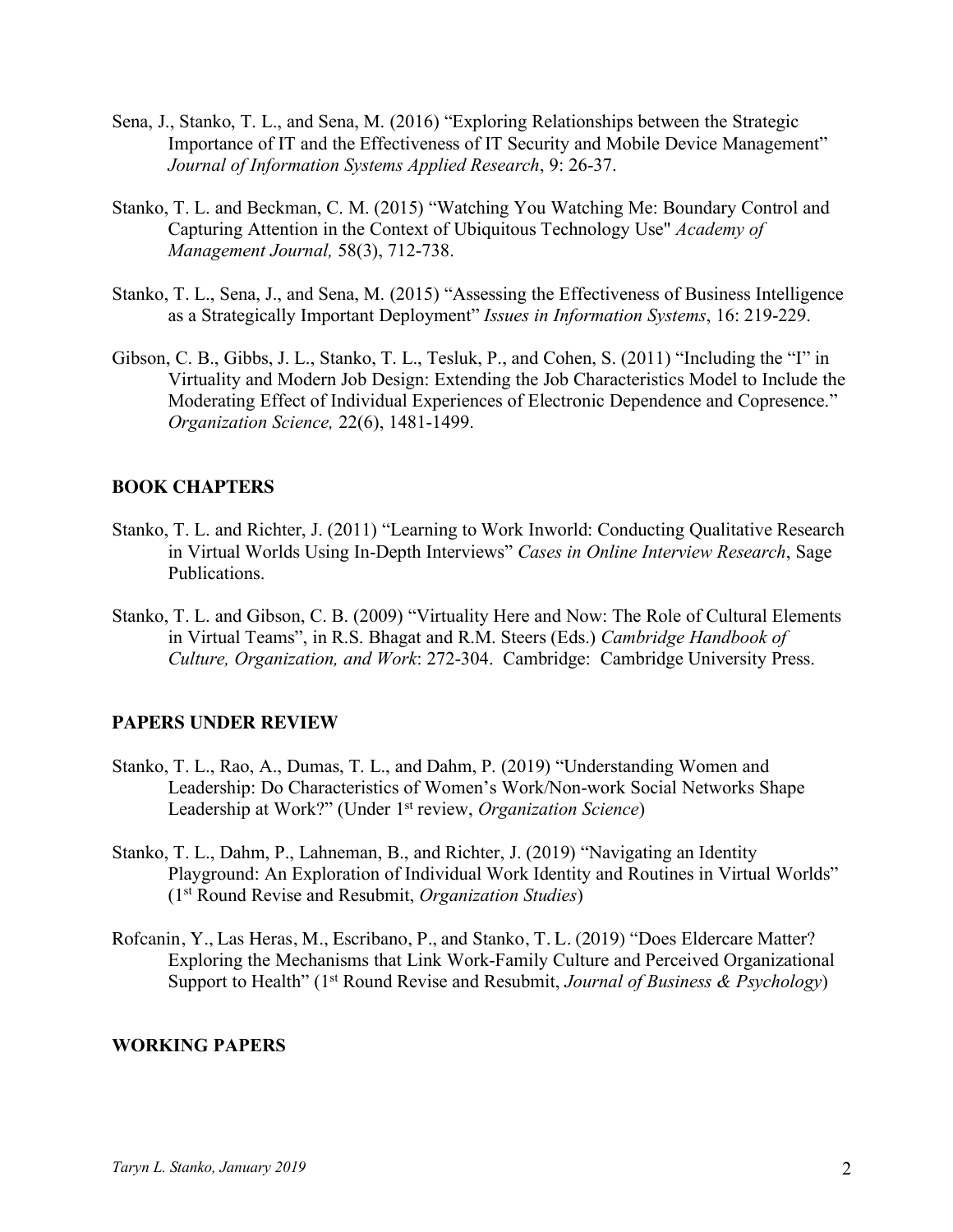Sena, J., Stanko, T. L., and Sena, M. (2016) "Exploring Relationships between the Strategic Importance of IT and the Effectiveness of IT Security and Mobile Device Management" *Journal of Information Systems Applied Research*, 9: 26-37.

Stanko, T. L. and Beckman, C. M. (2015) "Watching You Watching Me: Boundary Control and Capturing Attention in the Context of Ubiquitous Technology Use" *Academy of Management Journal,* 58(3), 712-738.

Stanko, T. L., Sena, J., and Sena, M. (2015) "Assessing the Effectiveness of Business Intelligence as a Strategically Important Deployment" *Issues in Information Systems*, 16: 219-229.

Gibson, C. B., Gibbs, J. L., Stanko, T. L., Tesluk, P., and Cohen, S. (2011) "Including the "I" in Virtuality and Modern Job Design: Extending the Job Characteristics Model to Include the Moderating Effect of Individual Experiences of Electronic Dependence and Copresence." *Organization Science,* 22(6), 1481-1499.

## BOOK CHAPTERS

Stanko, T. L. and Richter, J. (2011) "Learning to Work Inworld: Conducting Qualitative Research in Virtual Worlds Using In-Depth Interviews" *Cases in Online Interview Research*, Sage Publications.

Stanko, T. L. and Gibson, C. B. (2009) "Virtuality Here and Now: The Role of Cultural Elements in Virtual Teams", in R.S. Bhagat and R.M. Steers (Eds.) *Cambridge Handbook of Culture, Organization, and Work*: 272-304. Cambridge: Cambridge University Press.

## PAPERS UNDER REVIEW

Stanko, T. L., Rao, A., Dumas, T. L., and Dahm, P. (2019) "Understanding Women and Leadership: Do Characteristics of Women's Work/Non-work Social Networks Shape Leadership at Work?" (Under 1st review, *Organization Science*)

Stanko, T. L., Dahm, P., Lahneman, B., and Richter, J. (2019) "Navigating an Identity Playground: An Exploration of Individual Work Identity and Routines in Virtual Worlds" (1st Round Revise and Resubmit, *Organization Studies*)

Rofcanin, Y., Las Heras, M., Escribano, P., and Stanko, T. L. (2019) "Does Eldercare Matter? Exploring the Mechanisms that Link Work-Family Culture and Perceived Organizational Support to Health" (1st Round Revise and Resubmit, *Journal of Business & Psychology*)

## WORKING PAPERS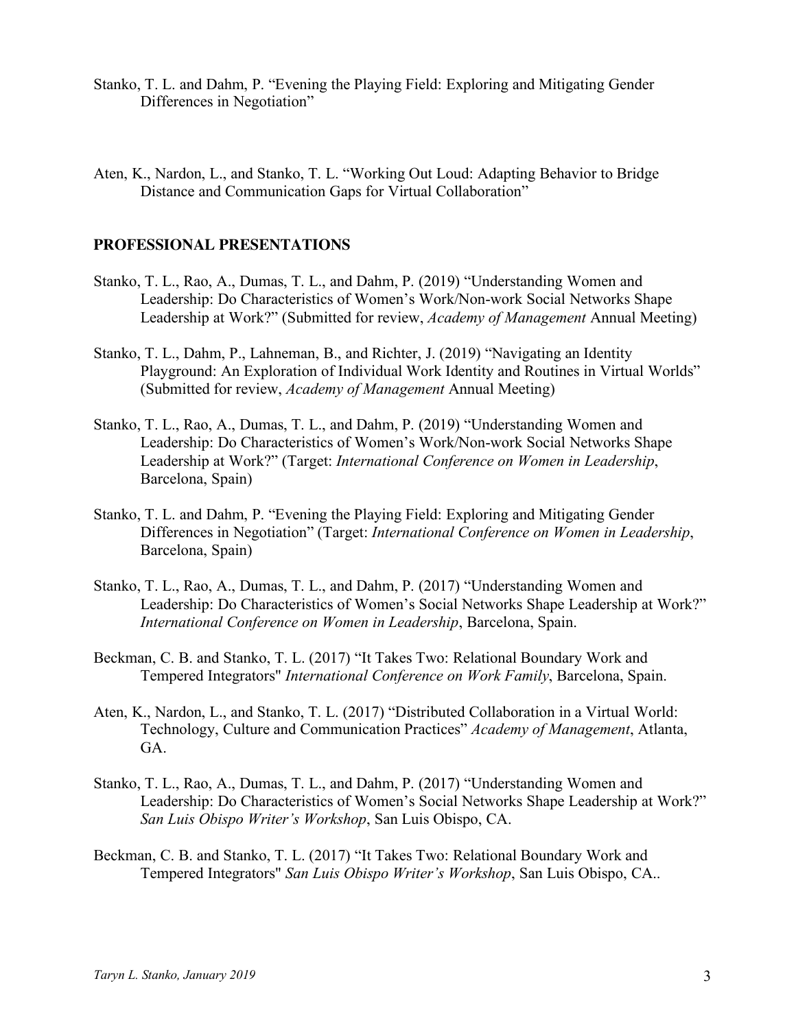Stanko, T. L. and Dahm, P. "Evening the Playing Field: Exploring and Mitigating Gender Differences in Negotiation"

Aten, K., Nardon, L., and Stanko, T. L. "Working Out Loud: Adapting Behavior to Bridge Distance and Communication Gaps for Virtual Collaboration"

## PROFESSIONAL PRESENTATIONS

Stanko, T. L., Rao, A., Dumas, T. L., and Dahm, P. (2019) "Understanding Women and Leadership: Do Characteristics of Women's Work/Non-work Social Networks Shape Leadership at Work?" (Submitted for review, *Academy of Management* Annual Meeting)

Stanko, T. L., Dahm, P., Lahneman, B., and Richter, J. (2019) "Navigating an Identity Playground: An Exploration of Individual Work Identity and Routines in Virtual Worlds" (Submitted for review, *Academy of Management* Annual Meeting)

Stanko, T. L., Rao, A., Dumas, T. L., and Dahm, P. (2019) "Understanding Women and Leadership: Do Characteristics of Women's Work/Non-work Social Networks Shape Leadership at Work?" (Target: *International Conference on Women in Leadership*, Barcelona, Spain)

Stanko, T. L. and Dahm, P. "Evening the Playing Field: Exploring and Mitigating Gender Differences in Negotiation" (Target: *International Conference on Women in Leadership*, Barcelona, Spain)

Stanko, T. L., Rao, A., Dumas, T. L., and Dahm, P. (2017) "Understanding Women and Leadership: Do Characteristics of Women's Social Networks Shape Leadership at Work?" *International Conference on Women in Leadership*, Barcelona, Spain.

Beckman, C. B. and Stanko, T. L. (2017) "It Takes Two: Relational Boundary Work and Tempered Integrators" *International Conference on Work Family*, Barcelona, Spain.

Aten, K., Nardon, L., and Stanko, T. L. (2017) "Distributed Collaboration in a Virtual World: Technology, Culture and Communication Practices" *Academy of Management*, Atlanta, GA.

Stanko, T. L., Rao, A., Dumas, T. L., and Dahm, P. (2017) "Understanding Women and Leadership: Do Characteristics of Women's Social Networks Shape Leadership at Work?" *San Luis Obispo Writer's Workshop*, San Luis Obispo, CA.

Beckman, C. B. and Stanko, T. L. (2017) "It Takes Two: Relational Boundary Work and Tempered Integrators" *San Luis Obispo Writer's Workshop*, San Luis Obispo, CA..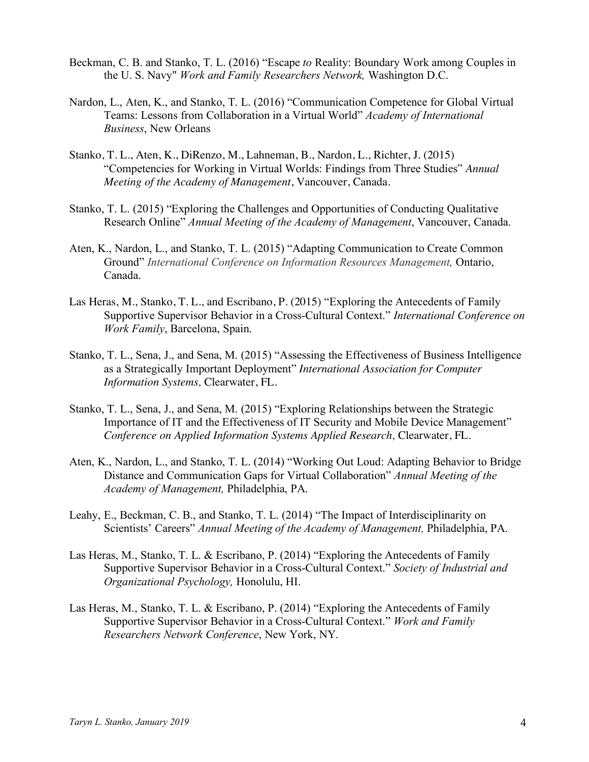Beckman, C. B. and Stanko, T. L. (2016) "Escape *to* Reality: Boundary Work among Couples in the U. S. Navy" *Work and Family Researchers Network,* Washington D.C.

Nardon, L., Aten, K., and Stanko, T. L. (2016) "Communication Competence for Global Virtual Teams: Lessons from Collaboration in a Virtual World" *Academy of International Business*, New Orleans

Stanko, T. L., Aten, K., DiRenzo, M., Lahneman, B., Nardon, L., Richter, J. (2015) "Competencies for Working in Virtual Worlds: Findings from Three Studies" *Annual Meeting of the Academy of Management*, Vancouver, Canada.

Stanko, T. L. (2015) "Exploring the Challenges and Opportunities of Conducting Qualitative Research Online" *Annual Meeting of the Academy of Management*, Vancouver, Canada.

Aten, K., Nardon, L., and Stanko, T. L. (2015) "Adapting Communication to Create Common Ground" *International Conference on Information Resources Management,* Ontario, Canada.

Las Heras, M., Stanko, T. L., and Escribano, P. (2015) "Exploring the Antecedents of Family Supportive Supervisor Behavior in a Cross-Cultural Context." *International Conference on Work Family*, Barcelona, Spain.

Stanko, T. L., Sena, J., and Sena, M. (2015) "Assessing the Effectiveness of Business Intelligence as a Strategically Important Deployment" *International Association for Computer Information Systems,* Clearwater, FL.

Stanko, T. L., Sena, J., and Sena, M. (2015) "Exploring Relationships between the Strategic Importance of IT and the Effectiveness of IT Security and Mobile Device Management" *Conference on Applied Information Systems Applied Research,* Clearwater, FL.

Aten, K., Nardon, L., and Stanko, T. L. (2014) "Working Out Loud: Adapting Behavior to Bridge Distance and Communication Gaps for Virtual Collaboration" *Annual Meeting of the Academy of Management,* Philadelphia, PA.

Leahy, E., Beckman, C. B., and Stanko, T. L. (2014) "The Impact of Interdisciplinarity on Scientists' Careers" *Annual Meeting of the Academy of Management,* Philadelphia, PA.

Las Heras, M., Stanko, T. L. & Escribano, P. (2014) "Exploring the Antecedents of Family Supportive Supervisor Behavior in a Cross-Cultural Context." *Society of Industrial and Organizational Psychology,* Honolulu, HI.

Las Heras, M., Stanko, T. L. & Escribano, P. (2014) "Exploring the Antecedents of Family Supportive Supervisor Behavior in a Cross-Cultural Context." *Work and Family Researchers Network Conference*, New York, NY.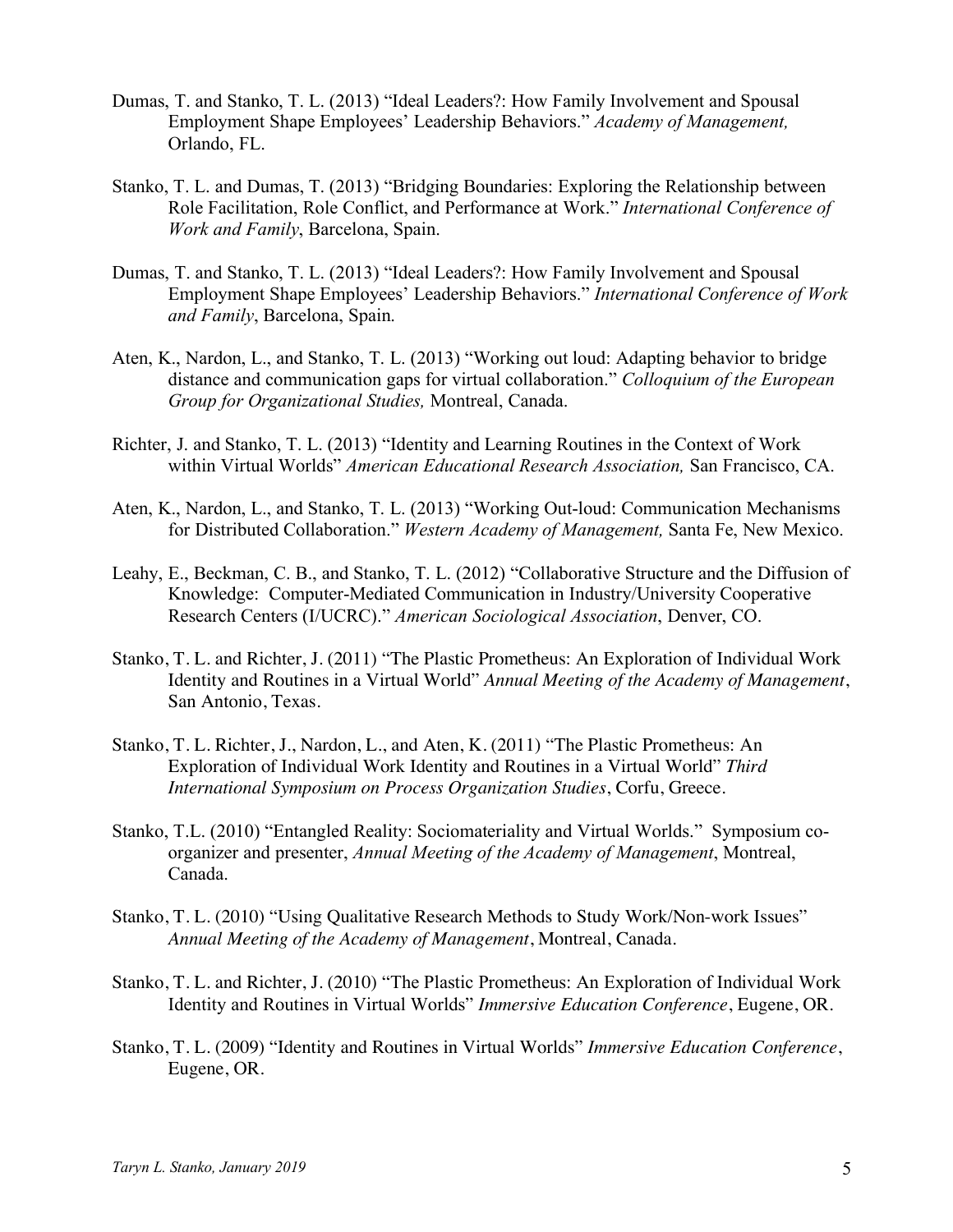Dumas, T. and Stanko, T. L. (2013) "Ideal Leaders?: How Family Involvement and Spousal Employment Shape Employees' Leadership Behaviors." *Academy of Management,* Orlando, FL.

Stanko, T. L. and Dumas, T. (2013) "Bridging Boundaries: Exploring the Relationship between Role Facilitation, Role Conflict, and Performance at Work." *International Conference of Work and Family*, Barcelona, Spain.

Dumas, T. and Stanko, T. L. (2013) "Ideal Leaders?: How Family Involvement and Spousal Employment Shape Employees' Leadership Behaviors." *International Conference of Work and Family*, Barcelona, Spain.

Aten, K., Nardon, L., and Stanko, T. L. (2013) "Working out loud: Adapting behavior to bridge distance and communication gaps for virtual collaboration." *Colloquium of the European Group for Organizational Studies,* Montreal, Canada.

Richter, J. and Stanko, T. L. (2013) "Identity and Learning Routines in the Context of Work within Virtual Worlds" *American Educational Research Association,* San Francisco, CA.

Aten, K., Nardon, L., and Stanko, T. L. (2013) "Working Out-loud: Communication Mechanisms for Distributed Collaboration." *Western Academy of Management,* Santa Fe, New Mexico.

Leahy, E., Beckman, C. B., and Stanko, T. L. (2012) "Collaborative Structure and the Diffusion of Knowledge: Computer-Mediated Communication in Industry/University Cooperative Research Centers (I/UCRC)." *American Sociological Association*, Denver, CO.

Stanko, T. L. and Richter, J. (2011) "The Plastic Prometheus: An Exploration of Individual Work Identity and Routines in a Virtual World" *Annual Meeting of the Academy of Management*, San Antonio, Texas.

Stanko, T. L. Richter, J., Nardon, L., and Aten, K. (2011) "The Plastic Prometheus: An Exploration of Individual Work Identity and Routines in a Virtual World" *Third International Symposium on Process Organization Studies*, Corfu, Greece.

Stanko, T.L. (2010) "Entangled Reality: Sociomateriality and Virtual Worlds." Symposium co-organizer and presenter, *Annual Meeting of the Academy of Management*, Montreal, Canada.

Stanko, T. L. (2010) "Using Qualitative Research Methods to Study Work/Non-work Issues" *Annual Meeting of the Academy of Management*, Montreal, Canada.

Stanko, T. L. and Richter, J. (2010) "The Plastic Prometheus: An Exploration of Individual Work Identity and Routines in Virtual Worlds" *Immersive Education Conference*, Eugene, OR.

Stanko, T. L. (2009) "Identity and Routines in Virtual Worlds" *Immersive Education Conference*, Eugene, OR.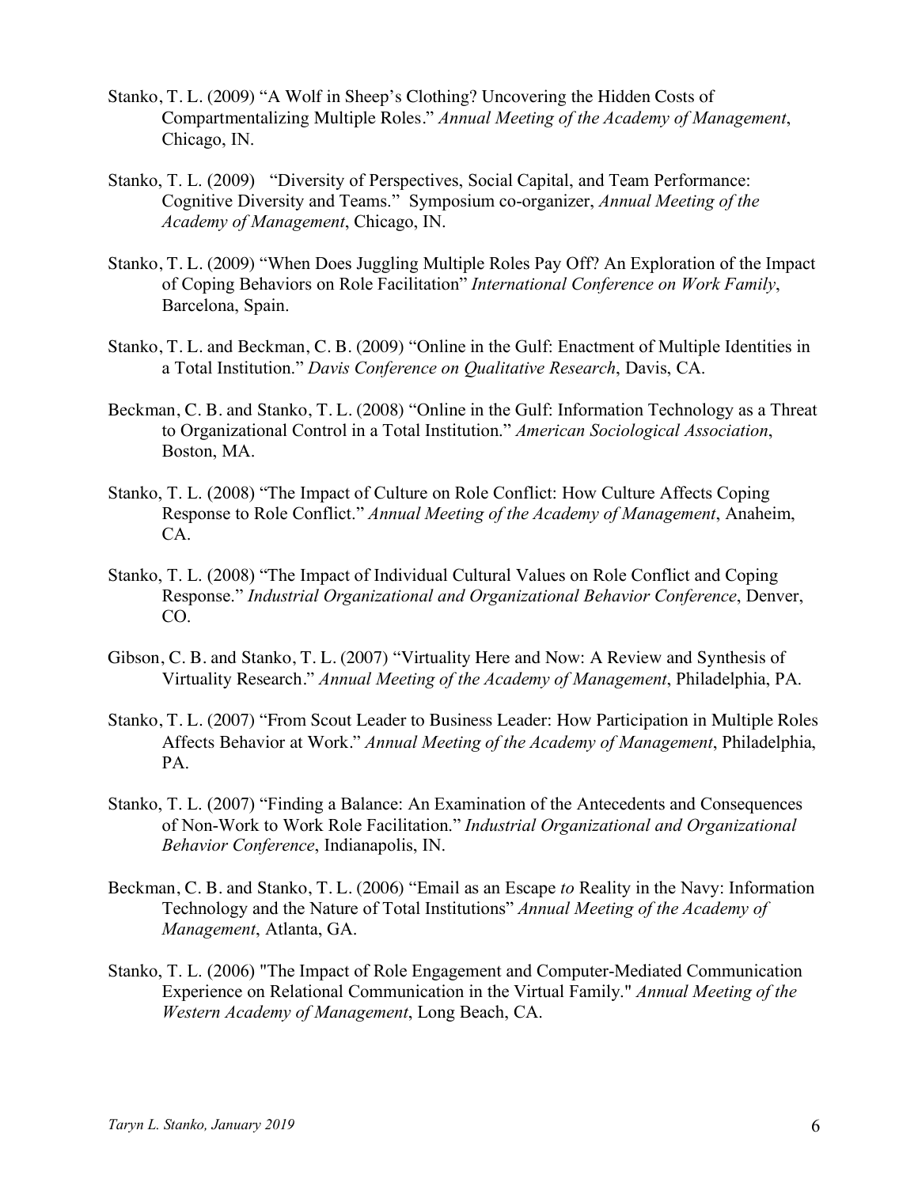Stanko, T. L. (2009) "A Wolf in Sheep's Clothing? Uncovering the Hidden Costs of Compartmentalizing Multiple Roles." *Annual Meeting of the Academy of Management*, Chicago, IN.

Stanko, T. L. (2009) "Diversity of Perspectives, Social Capital, and Team Performance: Cognitive Diversity and Teams." Symposium co-organizer, *Annual Meeting of the Academy of Management*, Chicago, IN.

Stanko, T. L. (2009) "When Does Juggling Multiple Roles Pay Off? An Exploration of the Impact of Coping Behaviors on Role Facilitation" *International Conference on Work Family*, Barcelona, Spain.

Stanko, T. L. and Beckman, C. B. (2009) "Online in the Gulf: Enactment of Multiple Identities in a Total Institution." *Davis Conference on Qualitative Research*, Davis, CA.

Beckman, C. B. and Stanko, T. L. (2008) "Online in the Gulf: Information Technology as a Threat to Organizational Control in a Total Institution." *American Sociological Association*, Boston, MA.

Stanko, T. L. (2008) "The Impact of Culture on Role Conflict: How Culture Affects Coping Response to Role Conflict." *Annual Meeting of the Academy of Management*, Anaheim, CA.

Stanko, T. L. (2008) "The Impact of Individual Cultural Values on Role Conflict and Coping Response." *Industrial Organizational and Organizational Behavior Conference*, Denver, CO.

Gibson, C. B. and Stanko, T. L. (2007) "Virtuality Here and Now: A Review and Synthesis of Virtuality Research." *Annual Meeting of the Academy of Management*, Philadelphia, PA.

Stanko, T. L. (2007) "From Scout Leader to Business Leader: How Participation in Multiple Roles Affects Behavior at Work." *Annual Meeting of the Academy of Management*, Philadelphia, PA.

Stanko, T. L. (2007) "Finding a Balance: An Examination of the Antecedents and Consequences of Non-Work to Work Role Facilitation." *Industrial Organizational and Organizational Behavior Conference*, Indianapolis, IN.

Beckman, C. B. and Stanko, T. L. (2006) "Email as an Escape *to* Reality in the Navy: Information Technology and the Nature of Total Institutions" *Annual Meeting of the Academy of Management*, Atlanta, GA.

Stanko, T. L. (2006) "The Impact of Role Engagement and Computer-Mediated Communication Experience on Relational Communication in the Virtual Family." *Annual Meeting of the Western Academy of Management*, Long Beach, CA.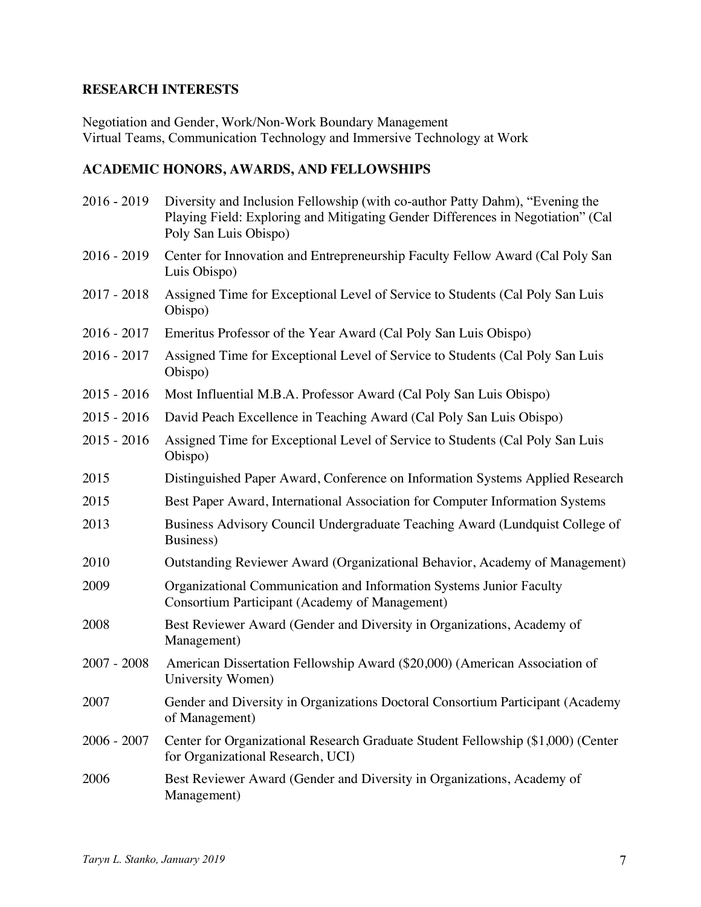## RESEARCH INTERESTS

Negotiation and Gender, Work/Non-Work Boundary Management
Virtual Teams, Communication Technology and Immersive Technology at Work

## ACADEMIC HONORS, AWARDS, AND FELLOWSHIPS

| | |
|---|---|
| 2016 - 2019 | Diversity and Inclusion Fellowship (with co-author Patty Dahm), "Evening the Playing Field: Exploring and Mitigating Gender Differences in Negotiation" (Cal Poly San Luis Obispo) |
| 2016 - 2019 | Center for Innovation and Entrepreneurship Faculty Fellow Award (Cal Poly San Luis Obispo) |
| 2017 - 2018 | Assigned Time for Exceptional Level of Service to Students (Cal Poly San Luis Obispo) |
| 2016 - 2017 | Emeritus Professor of the Year Award (Cal Poly San Luis Obispo) |
| 2016 - 2017 | Assigned Time for Exceptional Level of Service to Students (Cal Poly San Luis Obispo) |
| 2015 - 2016 | Most Influential M.B.A. Professor Award (Cal Poly San Luis Obispo) |
| 2015 - 2016 | David Peach Excellence in Teaching Award (Cal Poly San Luis Obispo) |
| 2015 - 2016 | Assigned Time for Exceptional Level of Service to Students (Cal Poly San Luis Obispo) |
| 2015 | Distinguished Paper Award, Conference on Information Systems Applied Research |
| 2015 | Best Paper Award, International Association for Computer Information Systems |
| 2013 | Business Advisory Council Undergraduate Teaching Award (Lundquist College of Business) |
| 2010 | Outstanding Reviewer Award (Organizational Behavior, Academy of Management) |
| 2009 | Organizational Communication and Information Systems Junior Faculty Consortium Participant (Academy of Management) |
| 2008 | Best Reviewer Award (Gender and Diversity in Organizations, Academy of Management) |
| 2007 - 2008 | American Dissertation Fellowship Award ($20,000) (American Association of University Women) |
| 2007 | Gender and Diversity in Organizations Doctoral Consortium Participant (Academy of Management) |
| 2006 - 2007 | Center for Organizational Research Graduate Student Fellowship ($1,000) (Center for Organizational Research, UCI) |
| 2006 | Best Reviewer Award (Gender and Diversity in Organizations, Academy of Management) |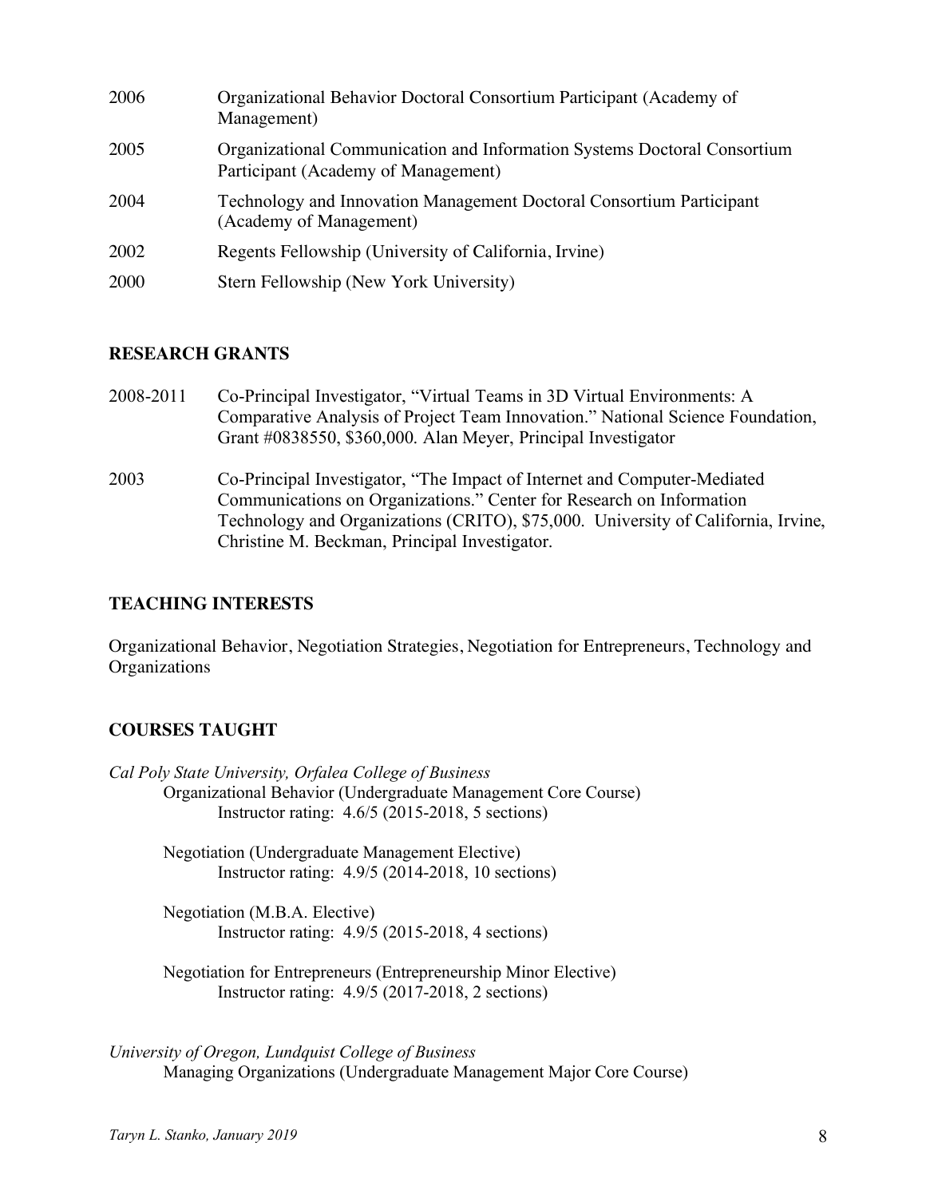2006 Organizational Behavior Doctoral Consortium Participant (Academy of Management)

2005 Organizational Communication and Information Systems Doctoral Consortium Participant (Academy of Management)

2004 Technology and Innovation Management Doctoral Consortium Participant (Academy of Management)

2002 Regents Fellowship (University of California, Irvine)

2000 Stern Fellowship (New York University)

## RESEARCH GRANTS

2008-2011 Co-Principal Investigator, "Virtual Teams in 3D Virtual Environments: A Comparative Analysis of Project Team Innovation." National Science Foundation, Grant #0838550, $360,000. Alan Meyer, Principal Investigator

2003 Co-Principal Investigator, "The Impact of Internet and Computer-Mediated Communications on Organizations." Center for Research on Information Technology and Organizations (CRITO), $75,000. University of California, Irvine, Christine M. Beckman, Principal Investigator.

## TEACHING INTERESTS

Organizational Behavior, Negotiation Strategies, Negotiation for Entrepreneurs, Technology and Organizations

## COURSES TAUGHT

*Cal Poly State University, Orfalea College of Business*

Organizational Behavior (Undergraduate Management Core Course)
Instructor rating: 4.6/5 (2015-2018, 5 sections)

Negotiation (Undergraduate Management Elective)
Instructor rating: 4.9/5 (2014-2018, 10 sections)

Negotiation (M.B.A. Elective)
Instructor rating: 4.9/5 (2015-2018, 4 sections)

Negotiation for Entrepreneurs (Entrepreneurship Minor Elective)
Instructor rating: 4.9/5 (2017-2018, 2 sections)

*University of Oregon, Lundquist College of Business*

Managing Organizations (Undergraduate Management Major Core Course)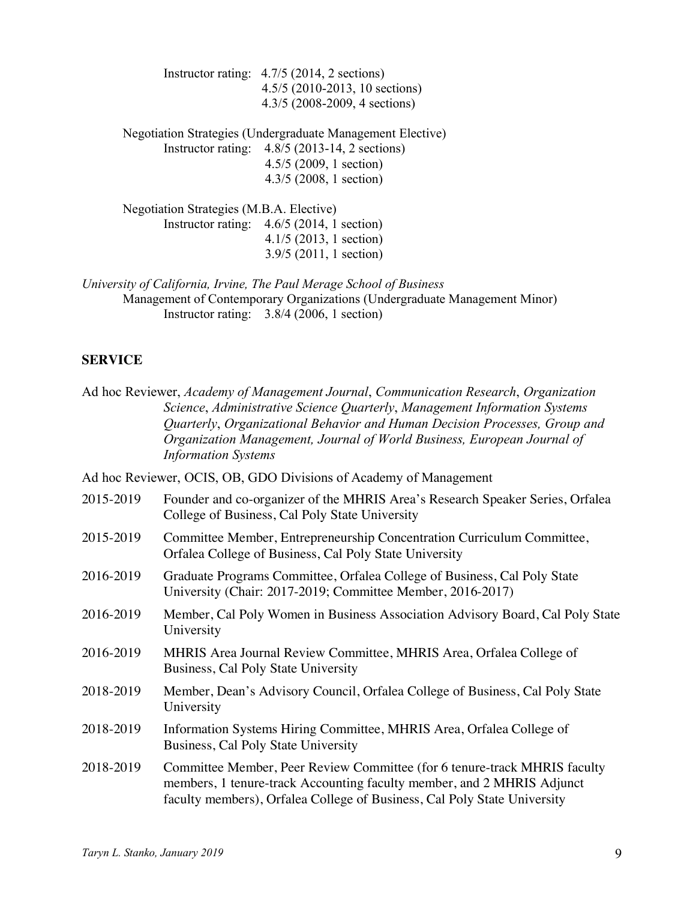Instructor rating: 4.7/5 (2014, 2 sections)
4.5/5 (2010-2013, 10 sections)
4.3/5 (2008-2009, 4 sections)

Negotiation Strategies (Undergraduate Management Elective)
Instructor rating: 4.8/5 (2013-14, 2 sections)
4.5/5 (2009, 1 section)
4.3/5 (2008, 1 section)

Negotiation Strategies (M.B.A. Elective)
Instructor rating: 4.6/5 (2014, 1 section)
4.1/5 (2013, 1 section)
3.9/5 (2011, 1 section)

*University of California, Irvine, The Paul Merage School of Business*
Management of Contemporary Organizations (Undergraduate Management Minor)
Instructor rating: 3.8/4 (2006, 1 section)

## SERVICE

Ad hoc Reviewer, *Academy of Management Journal*, *Communication Research*, *Organization Science*, *Administrative Science Quarterly*, *Management Information Systems Quarterly*, *Organizational Behavior and Human Decision Processes, Group and Organization Management, Journal of World Business, European Journal of Information Systems*

Ad hoc Reviewer, OCIS, OB, GDO Divisions of Academy of Management

2015-2019 Founder and co-organizer of the MHRIS Area's Research Speaker Series, Orfalea College of Business, Cal Poly State University

2015-2019 Committee Member, Entrepreneurship Concentration Curriculum Committee, Orfalea College of Business, Cal Poly State University

2016-2019 Graduate Programs Committee, Orfalea College of Business, Cal Poly State University (Chair: 2017-2019; Committee Member, 2016-2017)

2016-2019 Member, Cal Poly Women in Business Association Advisory Board, Cal Poly State University

2016-2019 MHRIS Area Journal Review Committee, MHRIS Area, Orfalea College of Business, Cal Poly State University

2018-2019 Member, Dean's Advisory Council, Orfalea College of Business, Cal Poly State University

2018-2019 Information Systems Hiring Committee, MHRIS Area, Orfalea College of Business, Cal Poly State University

2018-2019 Committee Member, Peer Review Committee (for 6 tenure-track MHRIS faculty members, 1 tenure-track Accounting faculty member, and 2 MHRIS Adjunct faculty members), Orfalea College of Business, Cal Poly State University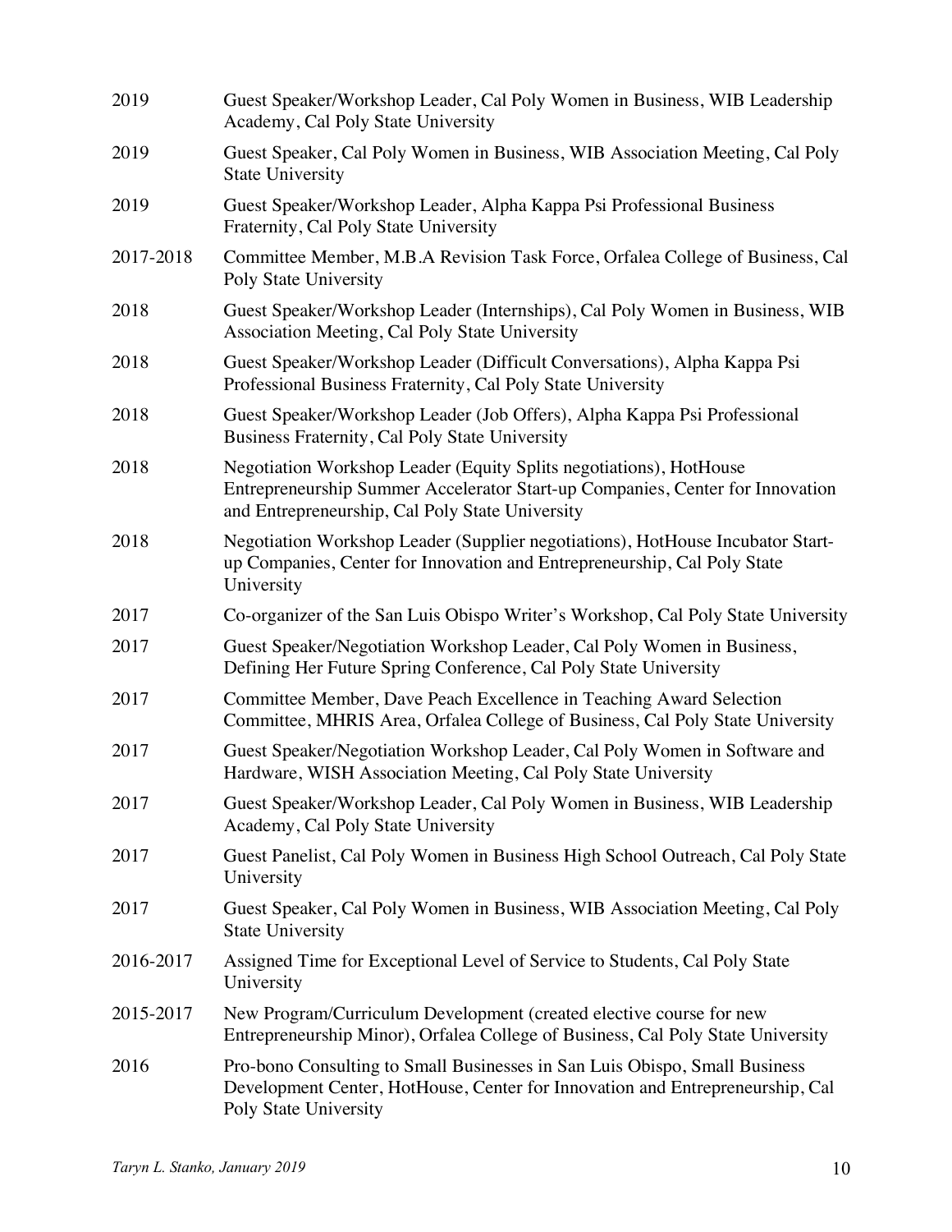| | |
|---|---|
| 2019 | Guest Speaker/Workshop Leader, Cal Poly Women in Business, WIB Leadership Academy, Cal Poly State University |
| 2019 | Guest Speaker, Cal Poly Women in Business, WIB Association Meeting, Cal Poly State University |
| 2019 | Guest Speaker/Workshop Leader, Alpha Kappa Psi Professional Business Fraternity, Cal Poly State University |
| 2017-2018 | Committee Member, M.B.A Revision Task Force, Orfalea College of Business, Cal Poly State University |
| 2018 | Guest Speaker/Workshop Leader (Internships), Cal Poly Women in Business, WIB Association Meeting, Cal Poly State University |
| 2018 | Guest Speaker/Workshop Leader (Difficult Conversations), Alpha Kappa Psi Professional Business Fraternity, Cal Poly State University |
| 2018 | Guest Speaker/Workshop Leader (Job Offers), Alpha Kappa Psi Professional Business Fraternity, Cal Poly State University |
| 2018 | Negotiation Workshop Leader (Equity Splits negotiations), HotHouse Entrepreneurship Summer Accelerator Start-up Companies, Center for Innovation and Entrepreneurship, Cal Poly State University |
| 2018 | Negotiation Workshop Leader (Supplier negotiations), HotHouse Incubator Start-up Companies, Center for Innovation and Entrepreneurship, Cal Poly State University |
| 2017 | Co-organizer of the San Luis Obispo Writer's Workshop, Cal Poly State University |
| 2017 | Guest Speaker/Negotiation Workshop Leader, Cal Poly Women in Business, Defining Her Future Spring Conference, Cal Poly State University |
| 2017 | Committee Member, Dave Peach Excellence in Teaching Award Selection Committee, MHRIS Area, Orfalea College of Business, Cal Poly State University |
| 2017 | Guest Speaker/Negotiation Workshop Leader, Cal Poly Women in Software and Hardware, WISH Association Meeting, Cal Poly State University |
| 2017 | Guest Speaker/Workshop Leader, Cal Poly Women in Business, WIB Leadership Academy, Cal Poly State University |
| 2017 | Guest Panelist, Cal Poly Women in Business High School Outreach, Cal Poly State University |
| 2017 | Guest Speaker, Cal Poly Women in Business, WIB Association Meeting, Cal Poly State University |
| 2016-2017 | Assigned Time for Exceptional Level of Service to Students, Cal Poly State University |
| 2015-2017 | New Program/Curriculum Development (created elective course for new Entrepreneurship Minor), Orfalea College of Business, Cal Poly State University |
| 2016 | Pro-bono Consulting to Small Businesses in San Luis Obispo, Small Business Development Center, HotHouse, Center for Innovation and Entrepreneurship, Cal Poly State University |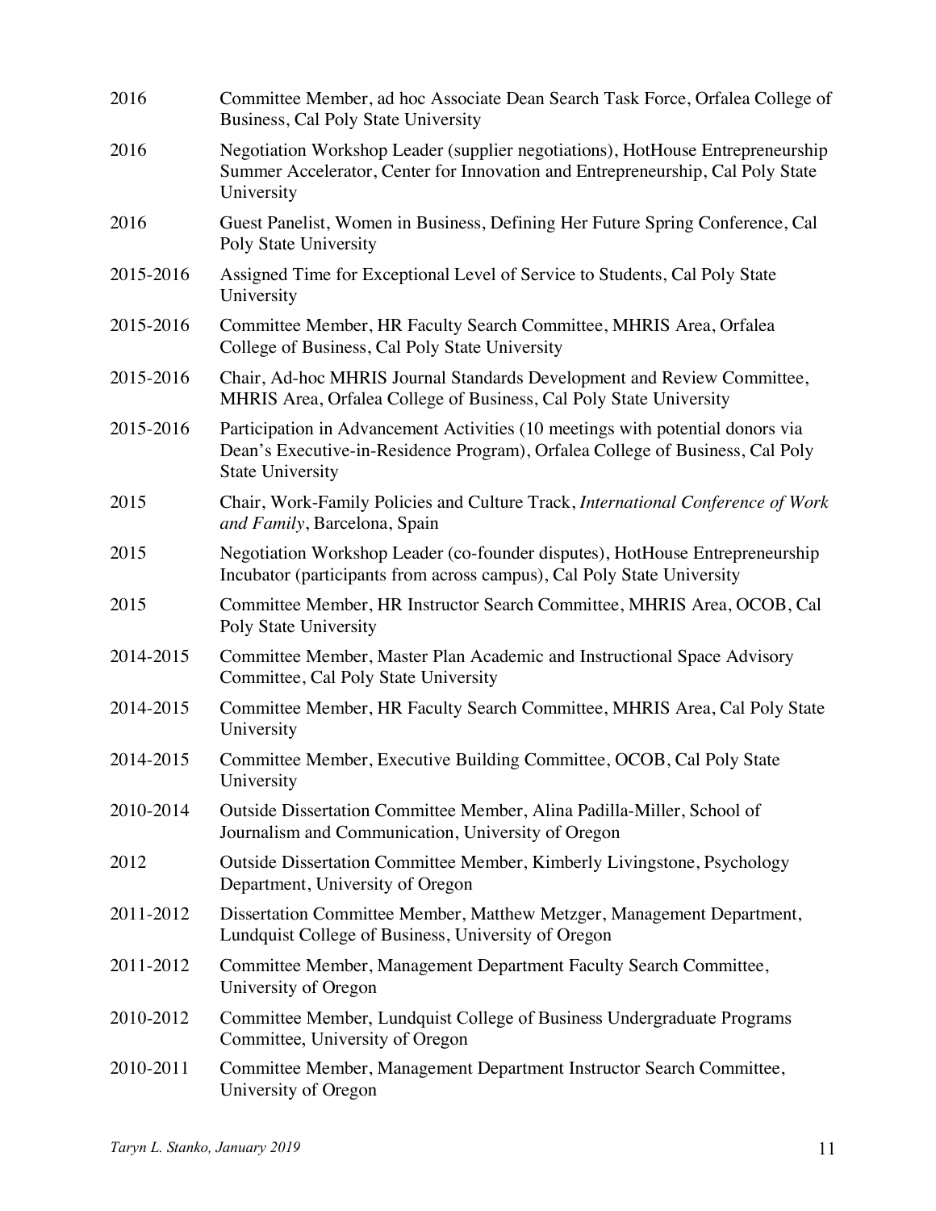| | |
|---|---|
| 2016 | Committee Member, ad hoc Associate Dean Search Task Force, Orfalea College of Business, Cal Poly State University |
| 2016 | Negotiation Workshop Leader (supplier negotiations), HotHouse Entrepreneurship Summer Accelerator, Center for Innovation and Entrepreneurship, Cal Poly State University |
| 2016 | Guest Panelist, Women in Business, Defining Her Future Spring Conference, Cal Poly State University |
| 2015-2016 | Assigned Time for Exceptional Level of Service to Students, Cal Poly State University |
| 2015-2016 | Committee Member, HR Faculty Search Committee, MHRIS Area, Orfalea College of Business, Cal Poly State University |
| 2015-2016 | Chair, Ad-hoc MHRIS Journal Standards Development and Review Committee, MHRIS Area, Orfalea College of Business, Cal Poly State University |
| 2015-2016 | Participation in Advancement Activities (10 meetings with potential donors via Dean's Executive-in-Residence Program), Orfalea College of Business, Cal Poly State University |
| 2015 | Chair, Work-Family Policies and Culture Track, *International Conference of Work and Family*, Barcelona, Spain |
| 2015 | Negotiation Workshop Leader (co-founder disputes), HotHouse Entrepreneurship Incubator (participants from across campus), Cal Poly State University |
| 2015 | Committee Member, HR Instructor Search Committee, MHRIS Area, OCOB, Cal Poly State University |
| 2014-2015 | Committee Member, Master Plan Academic and Instructional Space Advisory Committee, Cal Poly State University |
| 2014-2015 | Committee Member, HR Faculty Search Committee, MHRIS Area, Cal Poly State University |
| 2014-2015 | Committee Member, Executive Building Committee, OCOB, Cal Poly State University |
| 2010-2014 | Outside Dissertation Committee Member, Alina Padilla-Miller, School of Journalism and Communication, University of Oregon |
| 2012 | Outside Dissertation Committee Member, Kimberly Livingstone, Psychology Department, University of Oregon |
| 2011-2012 | Dissertation Committee Member, Matthew Metzger, Management Department, Lundquist College of Business, University of Oregon |
| 2011-2012 | Committee Member, Management Department Faculty Search Committee, University of Oregon |
| 2010-2012 | Committee Member, Lundquist College of Business Undergraduate Programs Committee, University of Oregon |
| 2010-2011 | Committee Member, Management Department Instructor Search Committee, University of Oregon |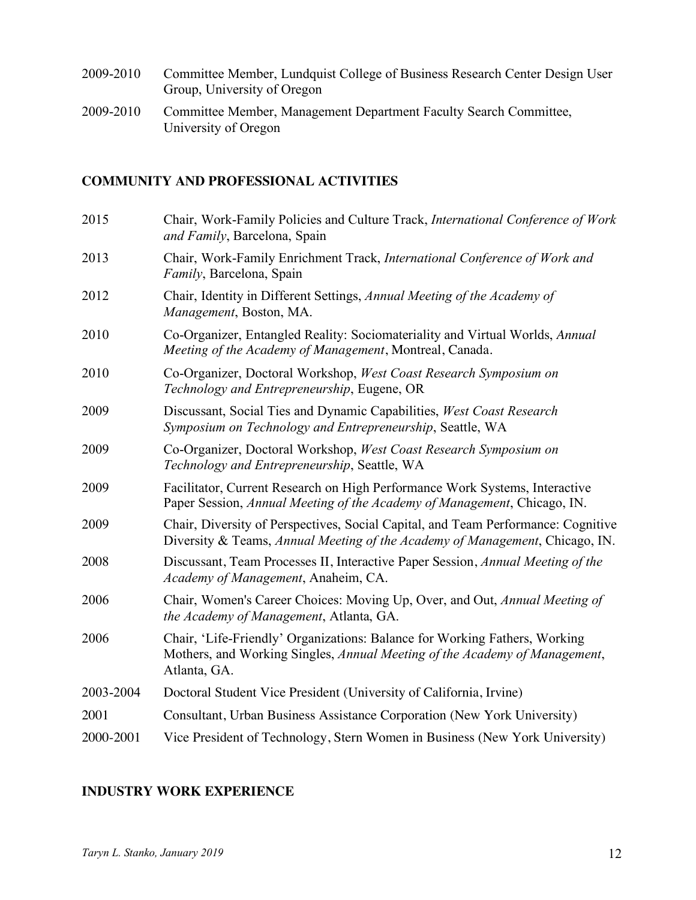2009-2010 Committee Member, Lundquist College of Business Research Center Design User Group, University of Oregon

2009-2010 Committee Member, Management Department Faculty Search Committee, University of Oregon

## COMMUNITY AND PROFESSIONAL ACTIVITIES

2015 Chair, Work-Family Policies and Culture Track, *International Conference of Work and Family*, Barcelona, Spain

2013 Chair, Work-Family Enrichment Track, *International Conference of Work and Family*, Barcelona, Spain

2012 Chair, Identity in Different Settings, *Annual Meeting of the Academy of Management*, Boston, MA.

2010 Co-Organizer, Entangled Reality: Sociomateriality and Virtual Worlds, *Annual Meeting of the Academy of Management*, Montreal, Canada.

2010 Co-Organizer, Doctoral Workshop, *West Coast Research Symposium on Technology and Entrepreneurship*, Eugene, OR

2009 Discussant, Social Ties and Dynamic Capabilities, *West Coast Research Symposium on Technology and Entrepreneurship*, Seattle, WA

2009 Co-Organizer, Doctoral Workshop, *West Coast Research Symposium on Technology and Entrepreneurship*, Seattle, WA

2009 Facilitator, Current Research on High Performance Work Systems, Interactive Paper Session, *Annual Meeting of the Academy of Management*, Chicago, IN.

2009 Chair, Diversity of Perspectives, Social Capital, and Team Performance: Cognitive Diversity & Teams, *Annual Meeting of the Academy of Management*, Chicago, IN.

2008 Discussant, Team Processes II, Interactive Paper Session, *Annual Meeting of the Academy of Management*, Anaheim, CA.

2006 Chair, Women's Career Choices: Moving Up, Over, and Out, *Annual Meeting of the Academy of Management*, Atlanta, GA.

2006 Chair, 'Life-Friendly' Organizations: Balance for Working Fathers, Working Mothers, and Working Singles, *Annual Meeting of the Academy of Management*, Atlanta, GA.

2003-2004 Doctoral Student Vice President (University of California, Irvine)

2001 Consultant, Urban Business Assistance Corporation (New York University)

2000-2001 Vice President of Technology, Stern Women in Business (New York University)

## INDUSTRY WORK EXPERIENCE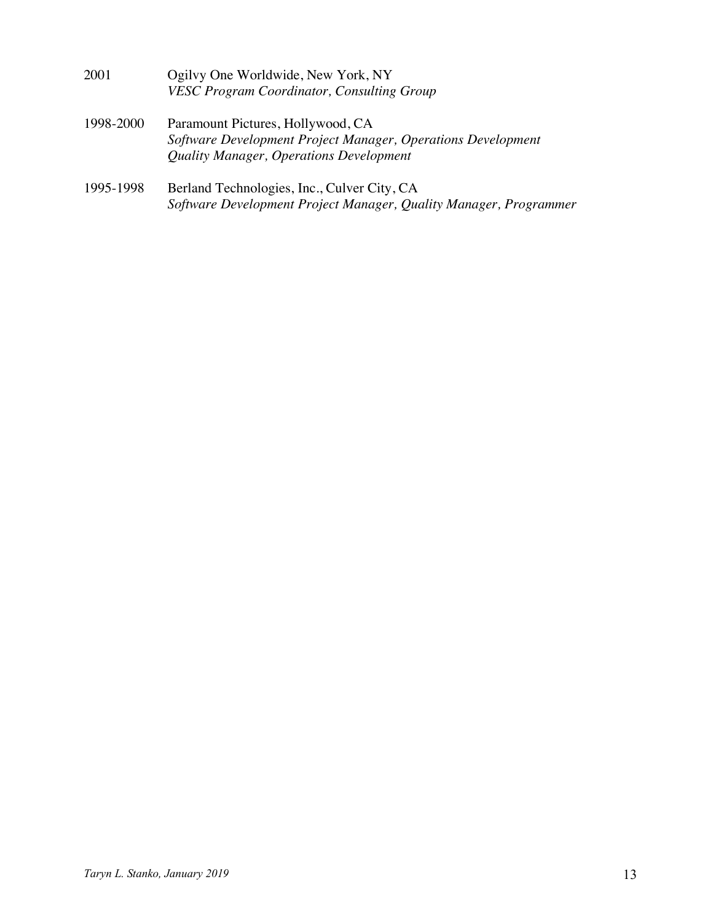2001 Ogilvy One Worldwide, New York, NY
*VESC Program Coordinator, Consulting Group*

1998-2000 Paramount Pictures, Hollywood, CA
*Software Development Project Manager, Operations Development*
*Quality Manager, Operations Development*

1995-1998 Berland Technologies, Inc., Culver City, CA
*Software Development Project Manager, Quality Manager, Programmer*